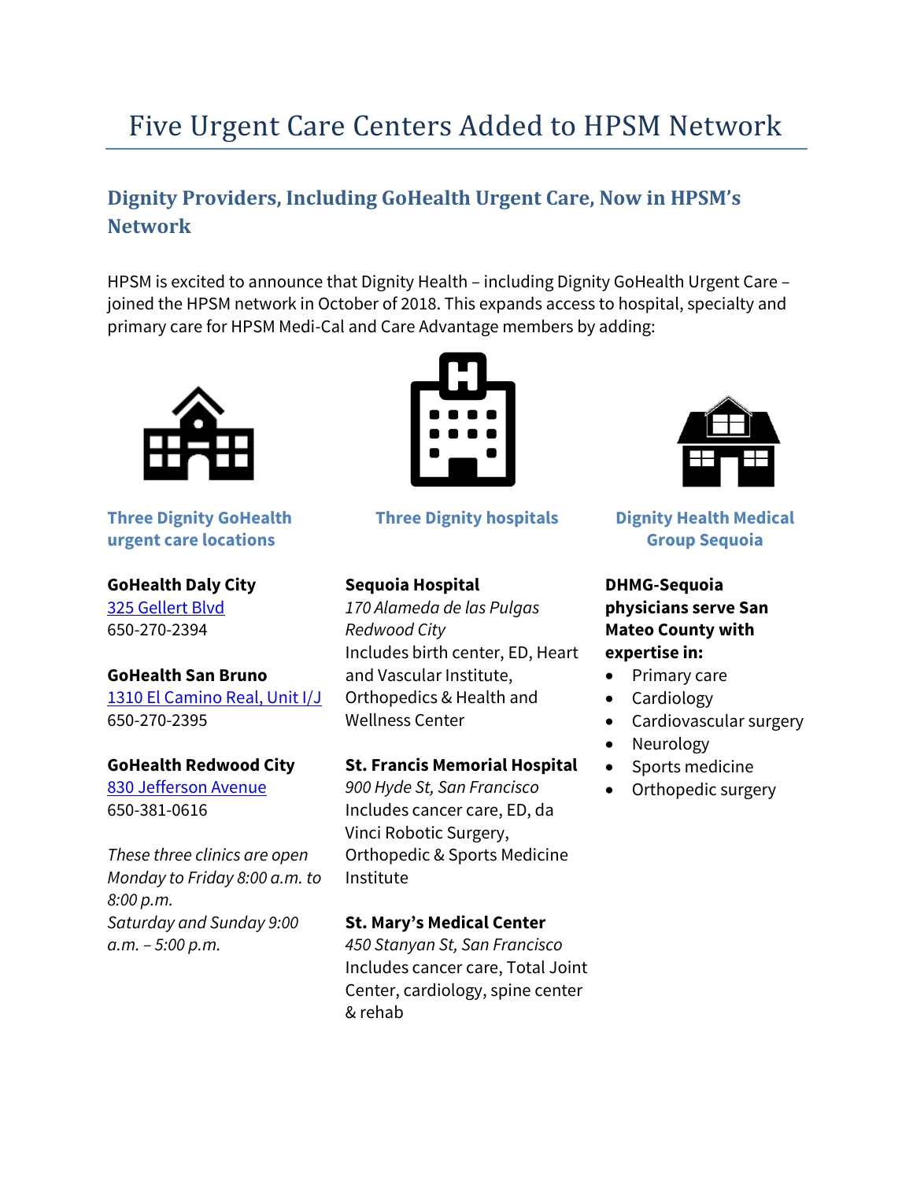# Five Urgent Care Centers Added to HPSM Network

## Dignity Providers, Including GoHealth Urgent Care, Now in HPSM's Network

HPSM is excited to announce that Dignity Health – including Dignity GoHealth Urgent Care – joined the HPSM network in October of 2018. This expands access to hospital, specialty and primary care for HPSM Medi-Cal and Care Advantage members by adding:

### Three Dignity GoHealth urgent care locations

**GoHealth Daly City**
325 Gellert Blvd
650-270-2394

**GoHealth San Bruno**
1310 El Camino Real, Unit I/J
650-270-2395

**GoHealth Redwood City**
830 Jefferson Avenue
650-381-0616

*These three clinics are open Monday to Friday 8:00 a.m. to 8:00 p.m.*
*Saturday and Sunday 9:00 a.m. – 5:00 p.m.*

### Three Dignity hospitals

**Sequoia Hospital**
*170 Alameda de las Pulgas*
*Redwood City*
Includes birth center, ED, Heart and Vascular Institute, Orthopedics & Health and Wellness Center

**St. Francis Memorial Hospital**
*900 Hyde St, San Francisco*
Includes cancer care, ED, da Vinci Robotic Surgery, Orthopedic & Sports Medicine Institute

**St. Mary's Medical Center**
*450 Stanyan St, San Francisco*
Includes cancer care, Total Joint Center, cardiology, spine center & rehab

### Dignity Health Medical Group Sequoia

**DHMG-Sequoia physicians serve San Mateo County with expertise in:**

- Primary care
- Cardiology
- Cardiovascular surgery
- Neurology
- Sports medicine
- Orthopedic surgery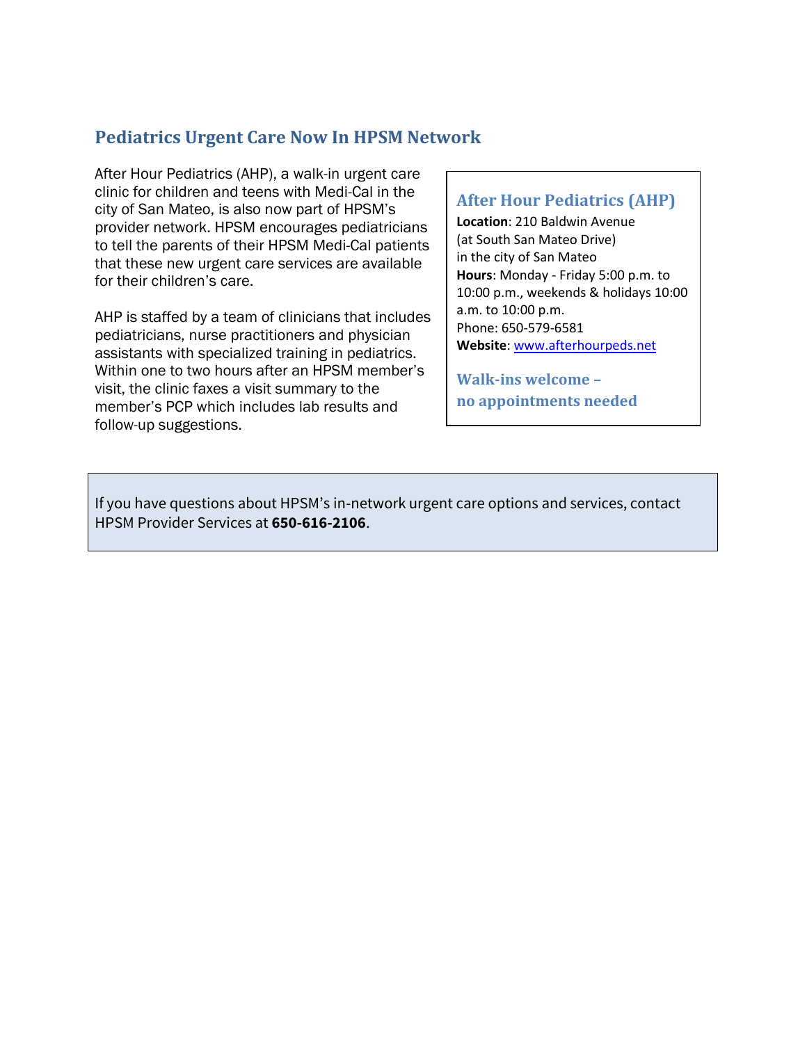## Pediatrics Urgent Care Now In HPSM Network

After Hour Pediatrics (AHP), a walk-in urgent care clinic for children and teens with Medi-Cal in the city of San Mateo, is also now part of HPSM's provider network. HPSM encourages pediatricians to tell the parents of their HPSM Medi-Cal patients that these new urgent care services are available for their children's care.

AHP is staffed by a team of clinicians that includes pediatricians, nurse practitioners and physician assistants with specialized training in pediatrics. Within one to two hours after an HPSM member's visit, the clinic faxes a visit summary to the member's PCP which includes lab results and follow-up suggestions.

### After Hour Pediatrics (AHP)

**Location**: 210 Baldwin Avenue (at South San Mateo Drive) in the city of San Mateo
**Hours**: Monday - Friday 5:00 p.m. to 10:00 p.m., weekends & holidays 10:00 a.m. to 10:00 p.m.
Phone: 650-579-6581
**Website**: www.afterhourpeds.net

**Walk-ins welcome – no appointments needed**

If you have questions about HPSM's in-network urgent care options and services, contact HPSM Provider Services at **650-616-2106**.